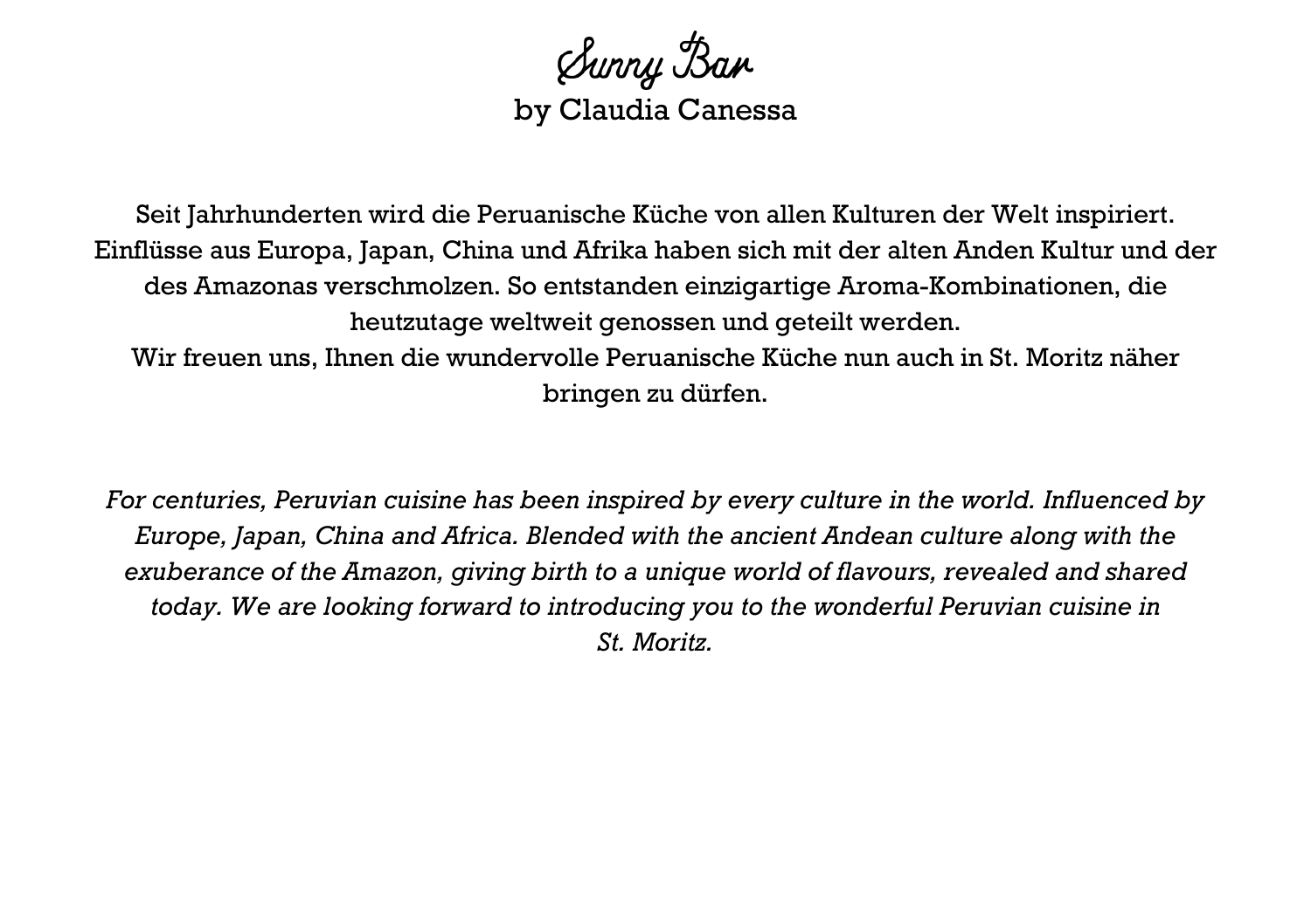# Sunny Bar

by Claudia Canessa

Seit Jahrhunderten wird die Peruanische Küche von allen Kulturen der Welt inspiriert. Einflüsse aus Europa, Japan, China und Afrika haben sich mit der alten Anden Kultur und der des Amazonas verschmolzen. So entstanden einzigartige Aroma-Kombinationen, die heutzutage weltweit genossen und geteilt werden.
Wir freuen uns, Ihnen die wundervolle Peruanische Küche nun auch in St. Moritz näher bringen zu dürfen.

*For centuries, Peruvian cuisine has been inspired by every culture in the world. Influenced by Europe, Japan, China and Africa. Blended with the ancient Andean culture along with the exuberance of the Amazon, giving birth to a unique world of flavours, revealed and shared today. We are looking forward to introducing you to the wonderful Peruvian cuisine in St. Moritz.*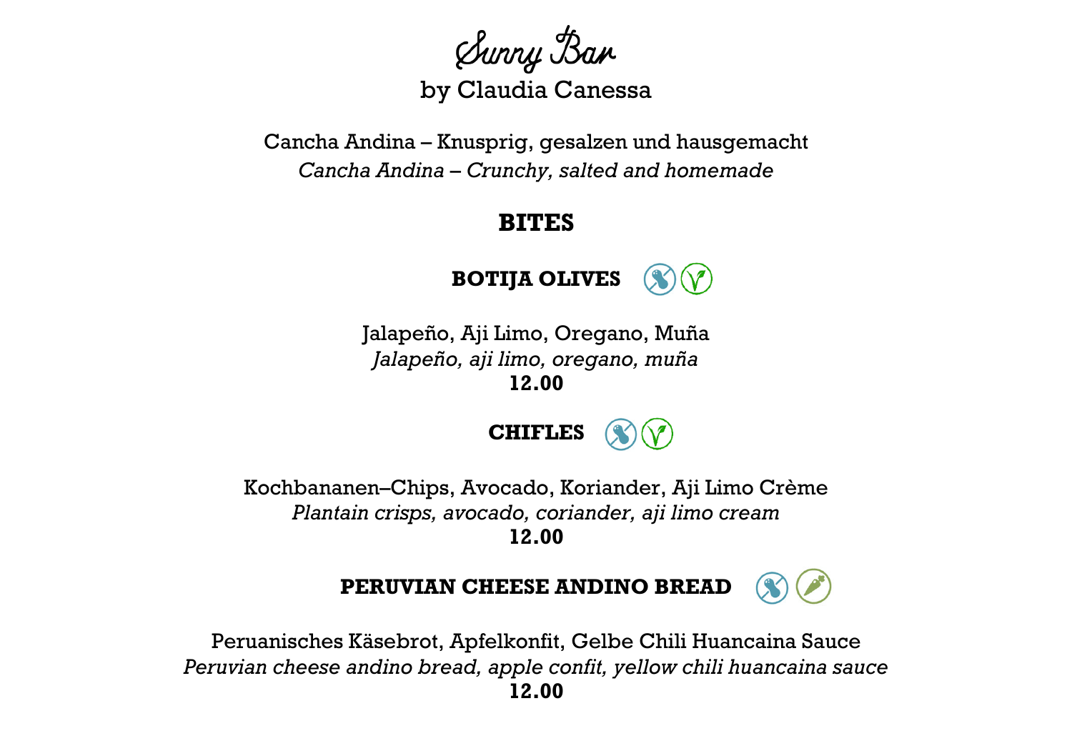# Sunny Bar

by Claudia Canessa

Cancha Andina – Knusprig, gesalzen und hausgemacht
*Cancha Andina – Crunchy, salted and homemade*

## BITES

### BOTIJA OLIVES

Jalapeño, Aji Limo, Oregano, Muña
*Jalapeño, aji limo, oregano, muña*
**12.00**

### CHIFLES

Kochbananen–Chips, Avocado, Koriander, Aji Limo Crème
*Plantain crisps, avocado, coriander, aji limo cream*
**12.00**

### PERUVIAN CHEESE ANDINO BREAD

Peruanisches Käsebrot, Apfelkonfit, Gelbe Chili Huancaina Sauce
*Peruvian cheese andino bread, apple confit, yellow chili huancaina sauce*
**12.00**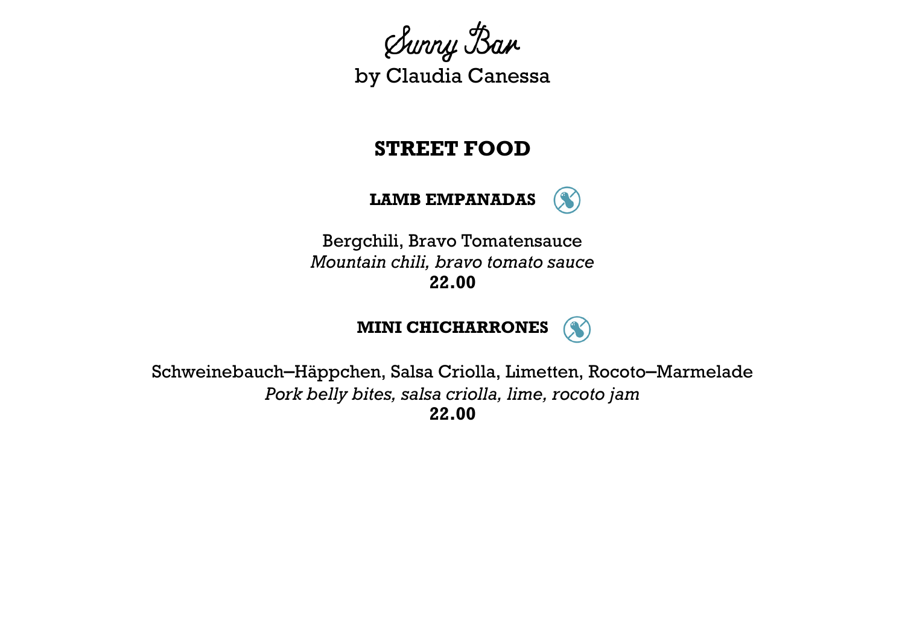# Sunny Bar
by Claudia Canessa

## STREET FOOD

### LAMB EMPANADAS

Bergchili, Bravo Tomatensauce
*Mountain chili, bravo tomato sauce*
**22.00**

### MINI CHICHARRONES

Schweinebauch–Häppchen, Salsa Criolla, Limetten, Rocoto–Marmelade
*Pork belly bites, salsa criolla, lime, rocoto jam*
**22.00**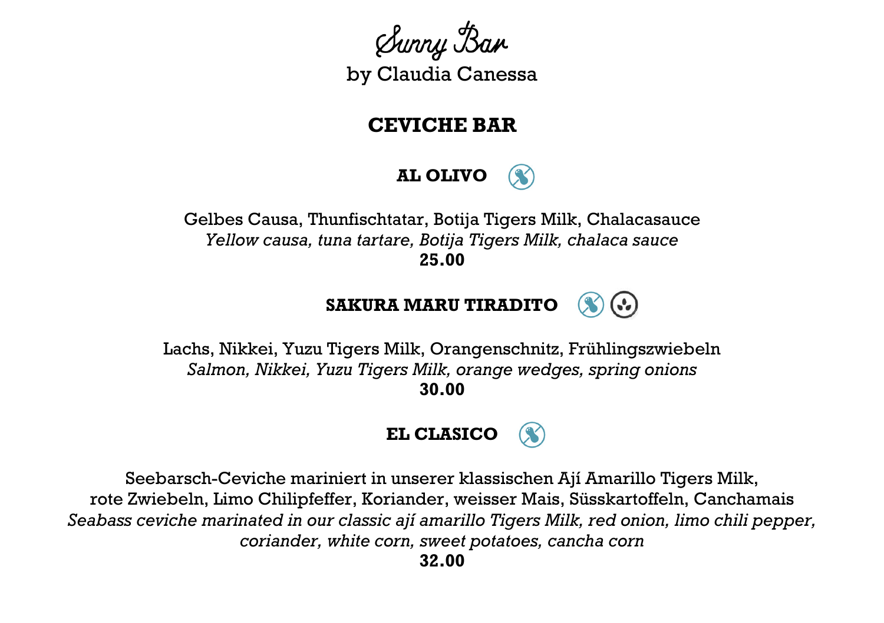# Sunny Bar

by Claudia Canessa

## CEVICHE BAR

### AL OLIVO

Gelbes Causa, Thunfischtatar, Botija Tigers Milk, Chalacasauce
*Yellow causa, tuna tartare, Botija Tigers Milk, chalaca sauce*
**25.00**

### SAKURA MARU TIRADITO

Lachs, Nikkei, Yuzu Tigers Milk, Orangenschnitz, Frühlingszwiebeln
*Salmon, Nikkei, Yuzu Tigers Milk, orange wedges, spring onions*
**30.00**

### EL CLASICO

Seebarsch-Ceviche mariniert in unserer klassischen Ají Amarillo Tigers Milk, rote Zwiebeln, Limo Chilipfeffer, Koriander, weisser Mais, Süsskartoffeln, Canchamais
*Seabass ceviche marinated in our classic ají amarillo Tigers Milk, red onion, limo chili pepper, coriander, white corn, sweet potatoes, cancha corn*
**32.00**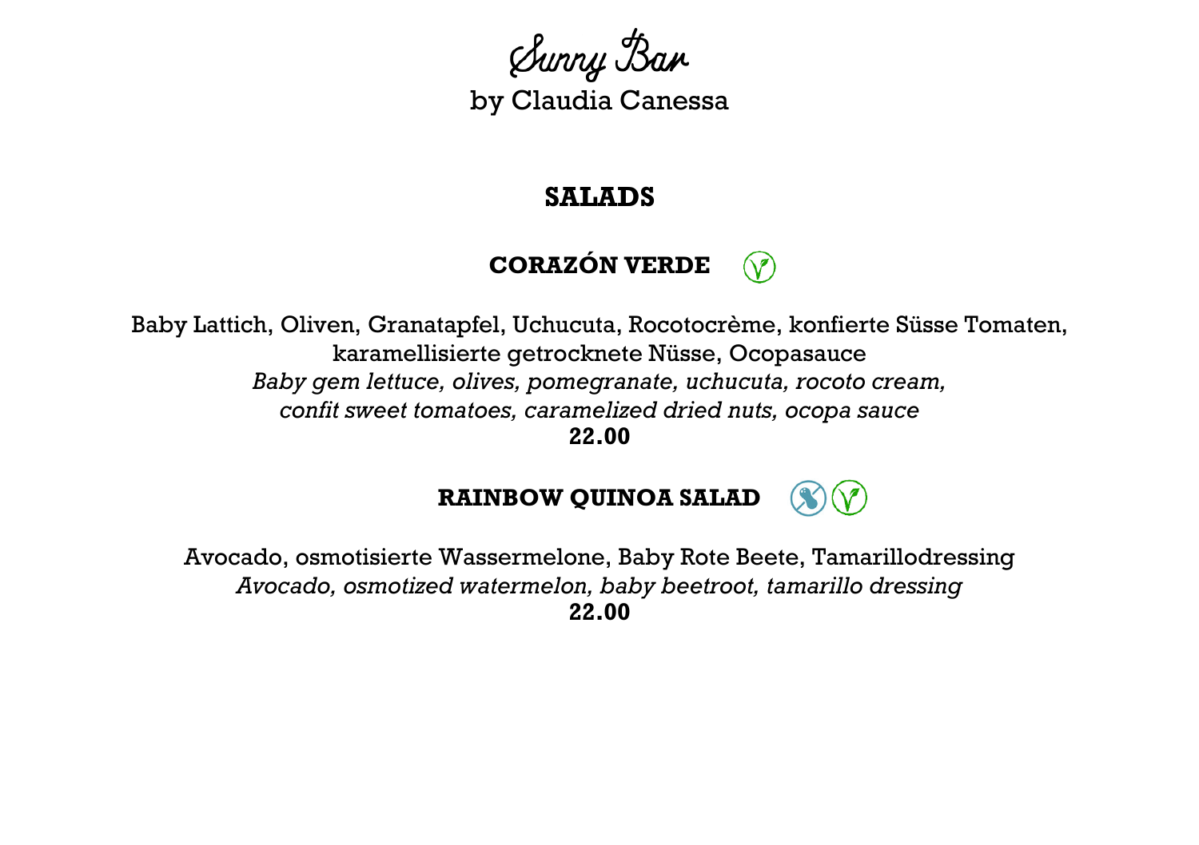# Sunny Bar

by Claudia Canessa

## SALADS

### CORAZÓN VERDE

Baby Lattich, Oliven, Granatapfel, Uchucuta, Rocotocrème, konfierte Süsse Tomaten, karamellisierte getrocknete Nüsse, Ocopasauce

*Baby gem lettuce, olives, pomegranate, uchucuta, rocoto cream, confit sweet tomatoes, caramelized dried nuts, ocopa sauce*

**22.00**

### RAINBOW QUINOA SALAD

Avocado, osmotisierte Wassermelone, Baby Rote Beete, Tamarillodressing

*Avocado, osmotized watermelon, baby beetroot, tamarillo dressing*

**22.00**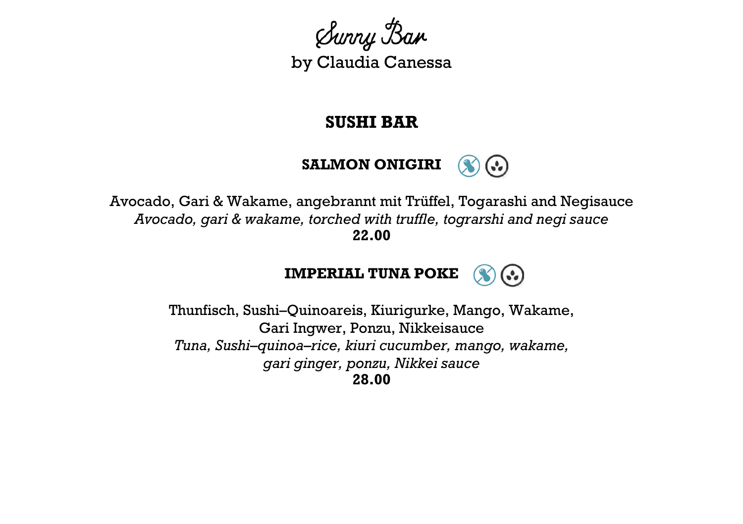# Sunny Bar

by Claudia Canessa

## SUSHI BAR

### SALMON ONIGIRI

Avocado, Gari & Wakame, angebrannt mit Trüffel, Togarashi and Negisauce
*Avocado, gari & wakame, torched with truffle, tograrshi and negi sauce*
**22.00**

### IMPERIAL TUNA POKE

Thunfisch, Sushi–Quinoareis, Kiurigurke, Mango, Wakame,
Gari Ingwer, Ponzu, Nikkeisauce
*Tuna, Sushi–quinoa–rice, kiuri cucumber, mango, wakame,*
*gari ginger, ponzu, Nikkei sauce*
**28.00**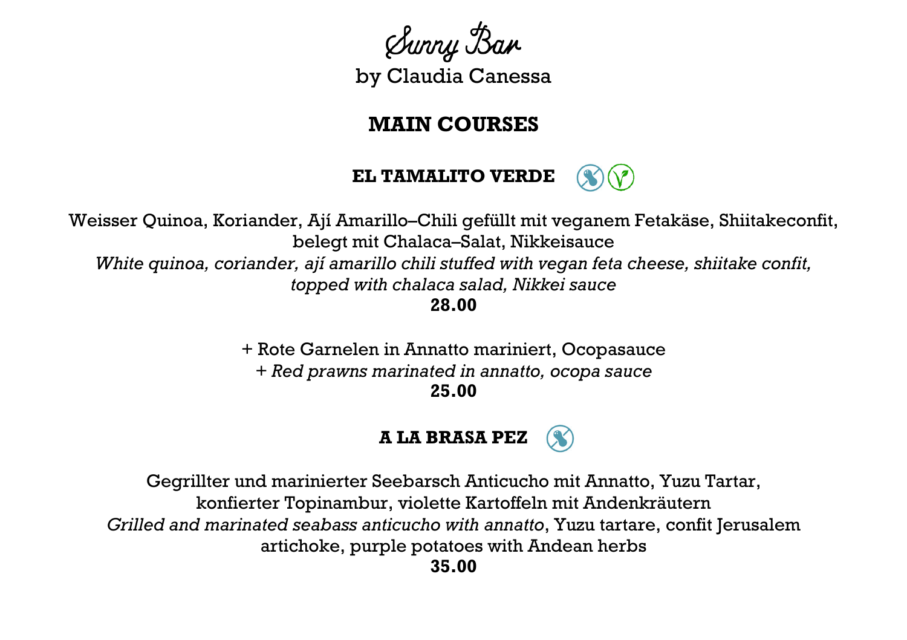# Sunny Bar

by Claudia Canessa

## MAIN COURSES

### EL TAMALITO VERDE

Weisser Quinoa, Koriander, Ají Amarillo–Chili gefüllt mit veganem Fetakäse, Shiitakeconfit, belegt mit Chalaca–Salat, Nikkeisauce

*White quinoa, coriander, ají amarillo chili stuffed with vegan feta cheese, shiitake confit, topped with chalaca salad, Nikkei sauce*

**28.00**

+ Rote Garnelen in Annatto mariniert, Ocopasauce

+ *Red prawns marinated in annatto, ocopa sauce*

**25.00**

### A LA BRASA PEZ

Gegrillter und marinierter Seebarsch Anticucho mit Annatto, Yuzu Tartar, konfierter Topinambur, violette Kartoffeln mit Andenkräutern

*Grilled and marinated seabass anticucho with annatto*, Yuzu tartare, confit Jerusalem artichoke, purple potatoes with Andean herbs

**35.00**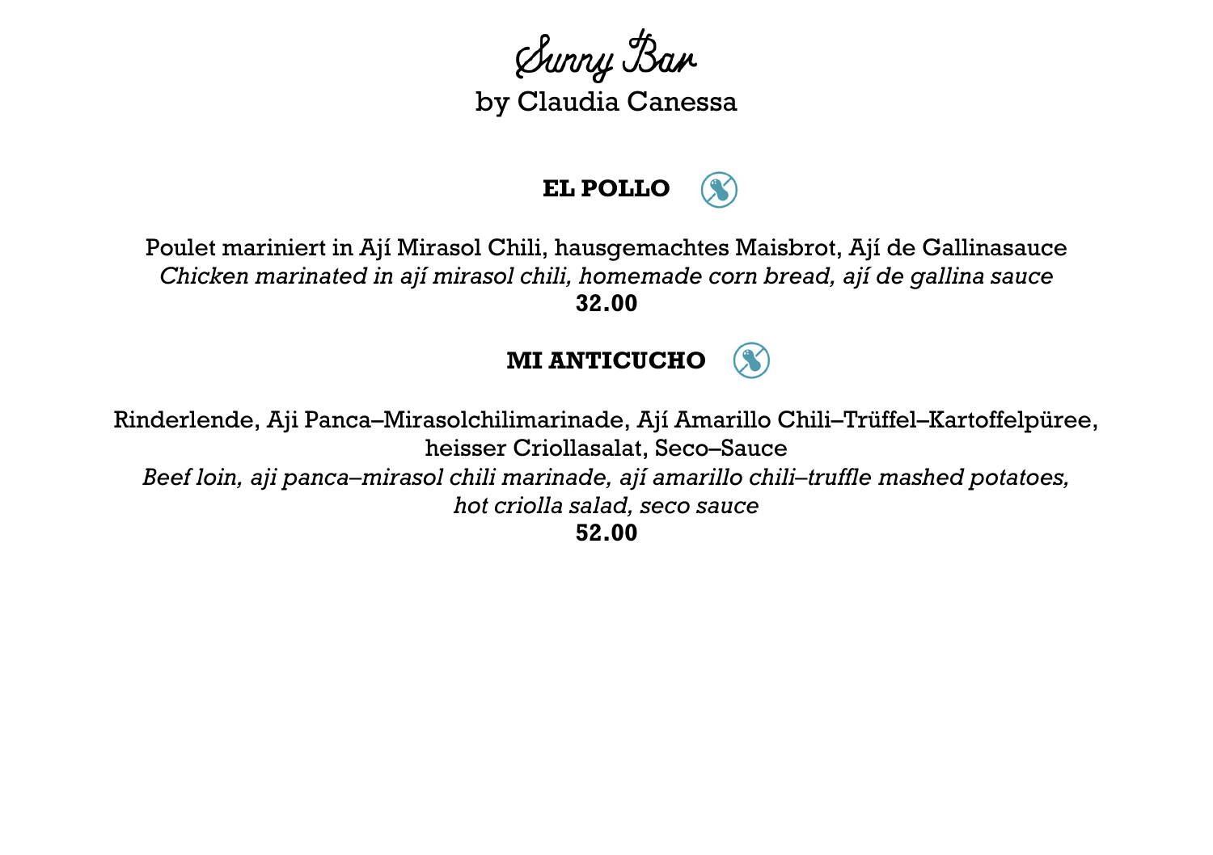# Sunny Bar

by Claudia Canessa

## EL POLLO

Poulet mariniert in Ají Mirasol Chili, hausgemachtes Maisbrot, Ají de Gallinasauce

*Chicken marinated in ají mirasol chili, homemade corn bread, ají de gallina sauce*

**32.00**

## MI ANTICUCHO

Rinderlende, Aji Panca–Mirasolchilimarinade, Ají Amarillo Chili–Trüffel–Kartoffelpüree, heisser Criollasalat, Seco–Sauce

*Beef loin, aji panca–mirasol chili marinade, ají amarillo chili–truffle mashed potatoes, hot criolla salad, seco sauce*

**52.00**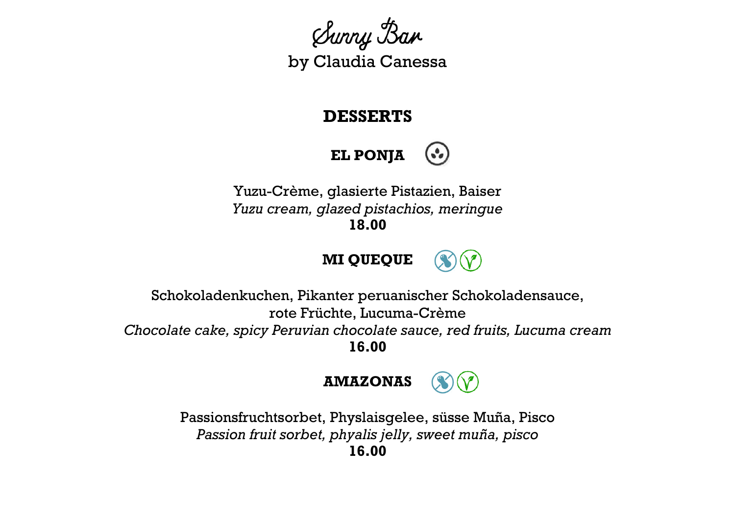# Sunny Bar

by Claudia Canessa

## DESSERTS

### EL PONJA

Yuzu-Crème, glasierte Pistazien, Baiser
*Yuzu cream, glazed pistachios, meringue*
**18.00**

### MI QUEQUE

Schokoladenkuchen, Pikanter peruanischer Schokoladensauce,
rote Früchte, Lucuma-Crème
*Chocolate cake, spicy Peruvian chocolate sauce, red fruits, Lucuma cream*
**16.00**

### AMAZONAS

Passionsfruchtsorbet, Physlaisgelee, süsse Muña, Pisco
*Passion fruit sorbet, phyalis jelly, sweet muña, pisco*
**16.00**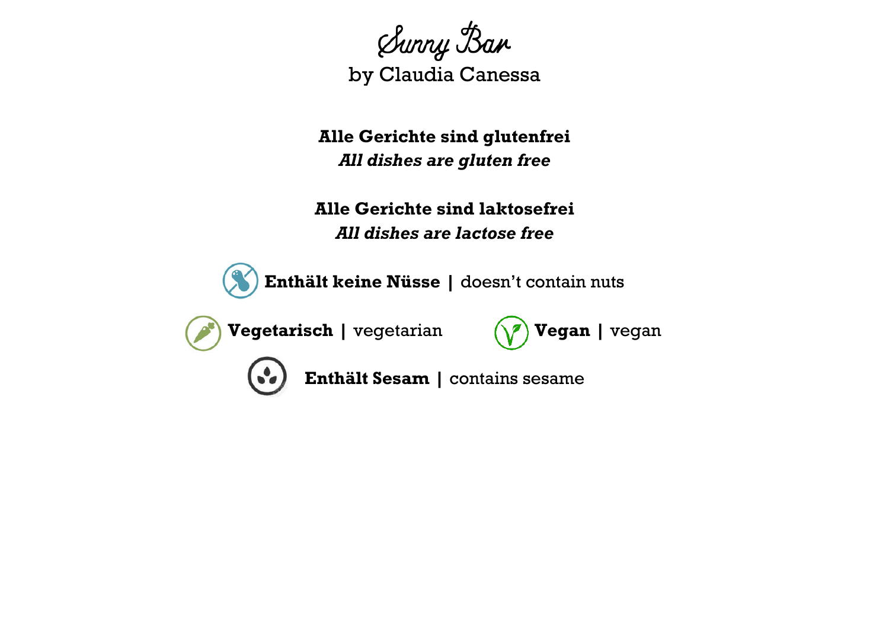# Sunny Bar

by Claudia Canessa

**Alle Gerichte sind glutenfrei**
***All dishes are gluten free***

**Alle Gerichte sind laktosefrei**
***All dishes are lactose free***

**Enthält keine Nüsse |** doesn't contain nuts

**Vegetarisch |** vegetarian

**Vegan |** vegan

**Enthält Sesam |** contains sesame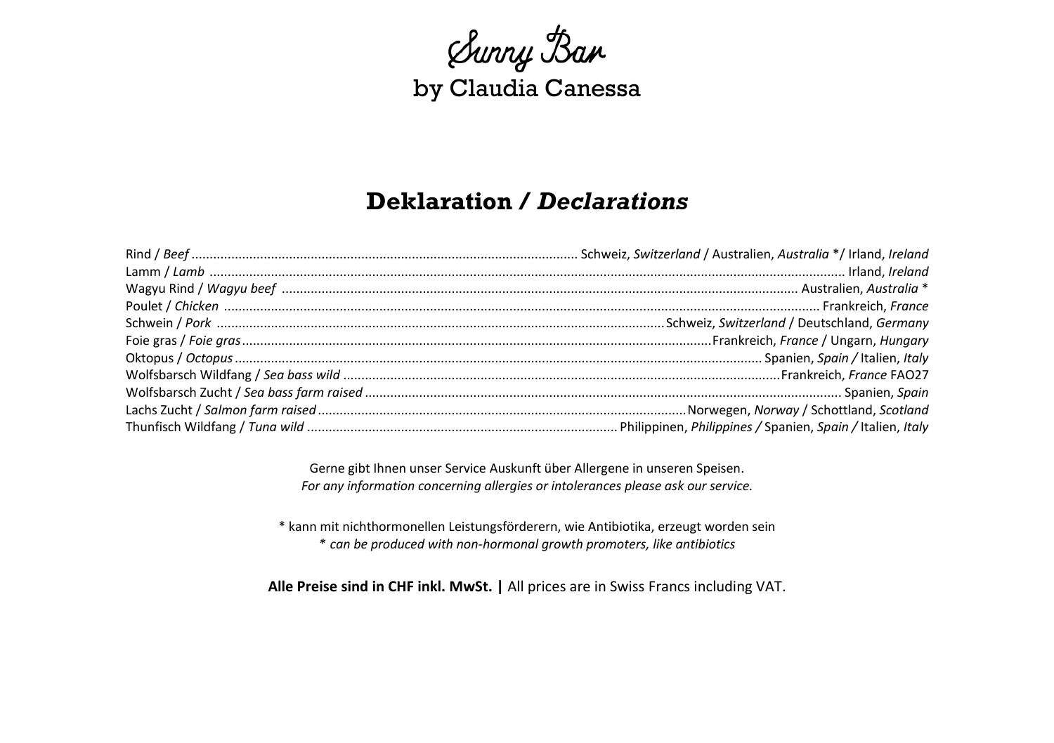# Sunny Bar
by Claudia Canessa

## Deklaration / *Declarations*

| | |
|---|---|
| Rind / *Beef* | Schweiz, *Switzerland* / Australien, *Australia* */ Irland, *Ireland* |
| Lamm / *Lamb* | Irland, *Ireland* |
| Wagyu Rind / *Wagyu beef* | Australien, *Australia* * |
| Poulet / *Chicken* | Frankreich, *France* |
| Schwein / *Pork* | Schweiz, *Switzerland* / Deutschland, *Germany* |
| Foie gras / *Foie gras* | Frankreich, *France* / Ungarn, *Hungary* |
| Oktopus / *Octopus* | Spanien, *Spain /* Italien, *Italy* |
| Wolfsbarsch Wildfang / *Sea bass wild* | Frankreich, *France* FAO27 |
| Wolfsbarsch Zucht / *Sea bass farm raised* | Spanien, *Spain* |
| Lachs Zucht / *Salmon farm raised* | Norwegen, *Norway* / Schottland, *Scotland* |
| Thunfisch Wildfang / *Tuna wild* | Philippinen, *Philippines /* Spanien, *Spain /* Italien, *Italy* |

Gerne gibt Ihnen unser Service Auskunft über Allergene in unseren Speisen.
*For any information concerning allergies or intolerances please ask our service.*

* kann mit nichthormonellen Leistungsförderern, wie Antibiotika, erzeugt worden sein
*\* can be produced with non-hormonal growth promoters, like antibiotics*

**Alle Preise sind in CHF inkl. MwSt. |** All prices are in Swiss Francs including VAT.